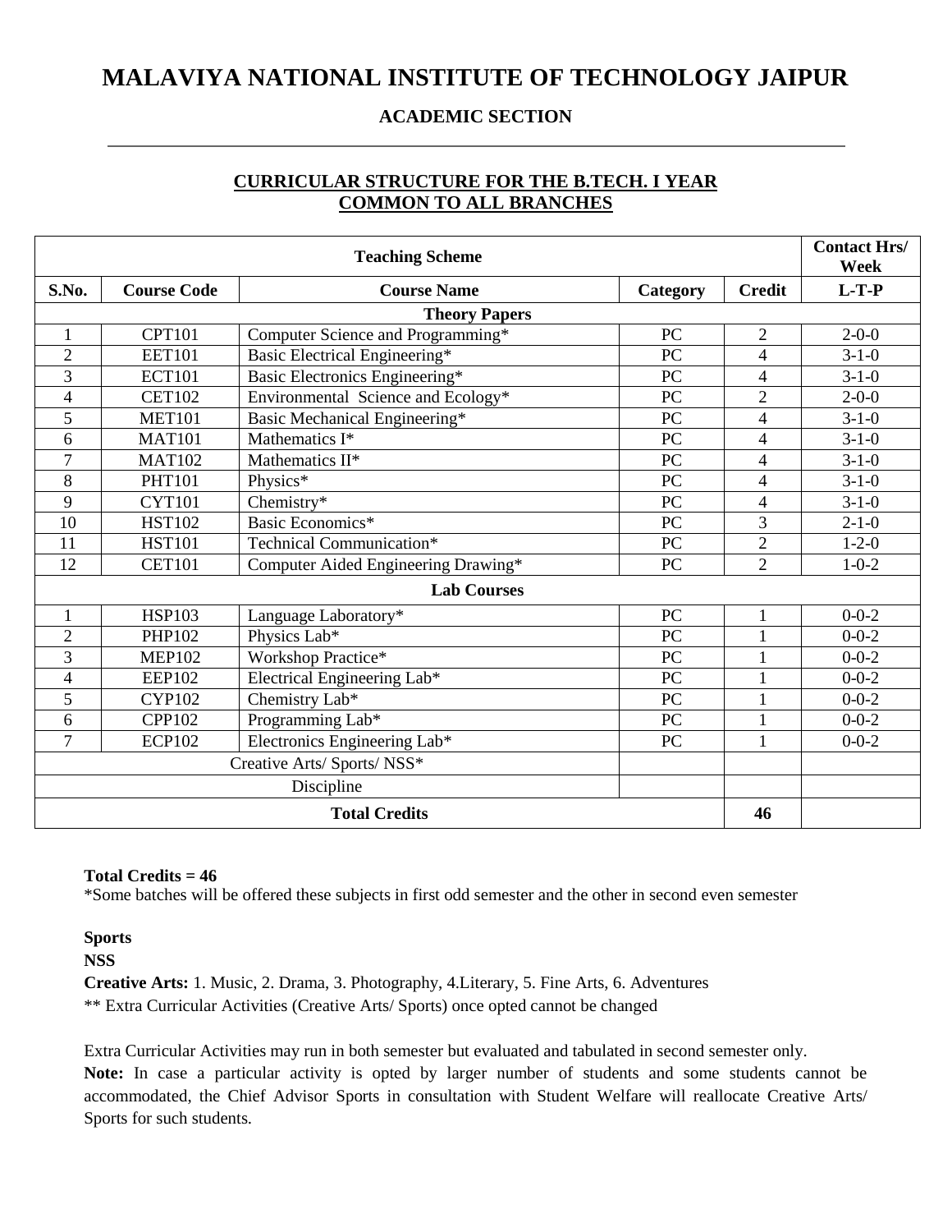# MALAVIYA NATIONAL INSTITUTE OF TECHNOLOGY JAIPUR

## ACADEMIC SECTION

### CURRICULAR STRUCTURE FOR THE B.TECH. I YEAR COMMON TO ALL BRANCHES

| Teaching Scheme | | | | | Contact Hrs/ Week |
|---|---|---|---|---|---|
| **S.No.** | **Course Code** | **Course Name** | **Category** | **Credit** | **L-T-P** |
| **Theory Papers** | | | | | |
| 1 | CPT101 | Computer Science and Programming* | PC | 2 | 2-0-0 |
| 2 | EET101 | Basic Electrical Engineering* | PC | 4 | 3-1-0 |
| 3 | ECT101 | Basic Electronics Engineering* | PC | 4 | 3-1-0 |
| 4 | CET102 | Environmental Science and Ecology* | PC | 2 | 2-0-0 |
| 5 | MET101 | Basic Mechanical Engineering* | PC | 4 | 3-1-0 |
| 6 | MAT101 | Mathematics I* | PC | 4 | 3-1-0 |
| 7 | MAT102 | Mathematics II* | PC | 4 | 3-1-0 |
| 8 | PHT101 | Physics* | PC | 4 | 3-1-0 |
| 9 | CYT101 | Chemistry* | PC | 4 | 3-1-0 |
| 10 | HST102 | Basic Economics* | PC | 3 | 2-1-0 |
| 11 | HST101 | Technical Communication* | PC | 2 | 1-2-0 |
| 12 | CET101 | Computer Aided Engineering Drawing* | PC | 2 | 1-0-2 |
| **Lab Courses** | | | | | |
| 1 | HSP103 | Language Laboratory* | PC | 1 | 0-0-2 |
| 2 | PHP102 | Physics Lab* | PC | 1 | 0-0-2 |
| 3 | MEP102 | Workshop Practice* | PC | 1 | 0-0-2 |
| 4 | EEP102 | Electrical Engineering Lab* | PC | 1 | 0-0-2 |
| 5 | CYP102 | Chemistry Lab* | PC | 1 | 0-0-2 |
| 6 | CPP102 | Programming Lab* | PC | 1 | 0-0-2 |
| 7 | ECP102 | Electronics Engineering Lab* | PC | 1 | 0-0-2 |
| Creative Arts/ Sports/ NSS* | | | | | |
| Discipline | | | | | |
| **Total Credits** | | | | **46** | |

**Total Credits = 46**

*Some batches will be offered these subjects in first odd semester and the other in second even semester

**Sports**

**NSS**

**Creative Arts:** 1. Music, 2. Drama, 3. Photography, 4.Literary, 5. Fine Arts, 6. Adventures

** Extra Curricular Activities (Creative Arts/ Sports) once opted cannot be changed

Extra Curricular Activities may run in both semester but evaluated and tabulated in second semester only.

**Note:** In case a particular activity is opted by larger number of students and some students cannot be accommodated, the Chief Advisor Sports in consultation with Student Welfare will reallocate Creative Arts/ Sports for such students.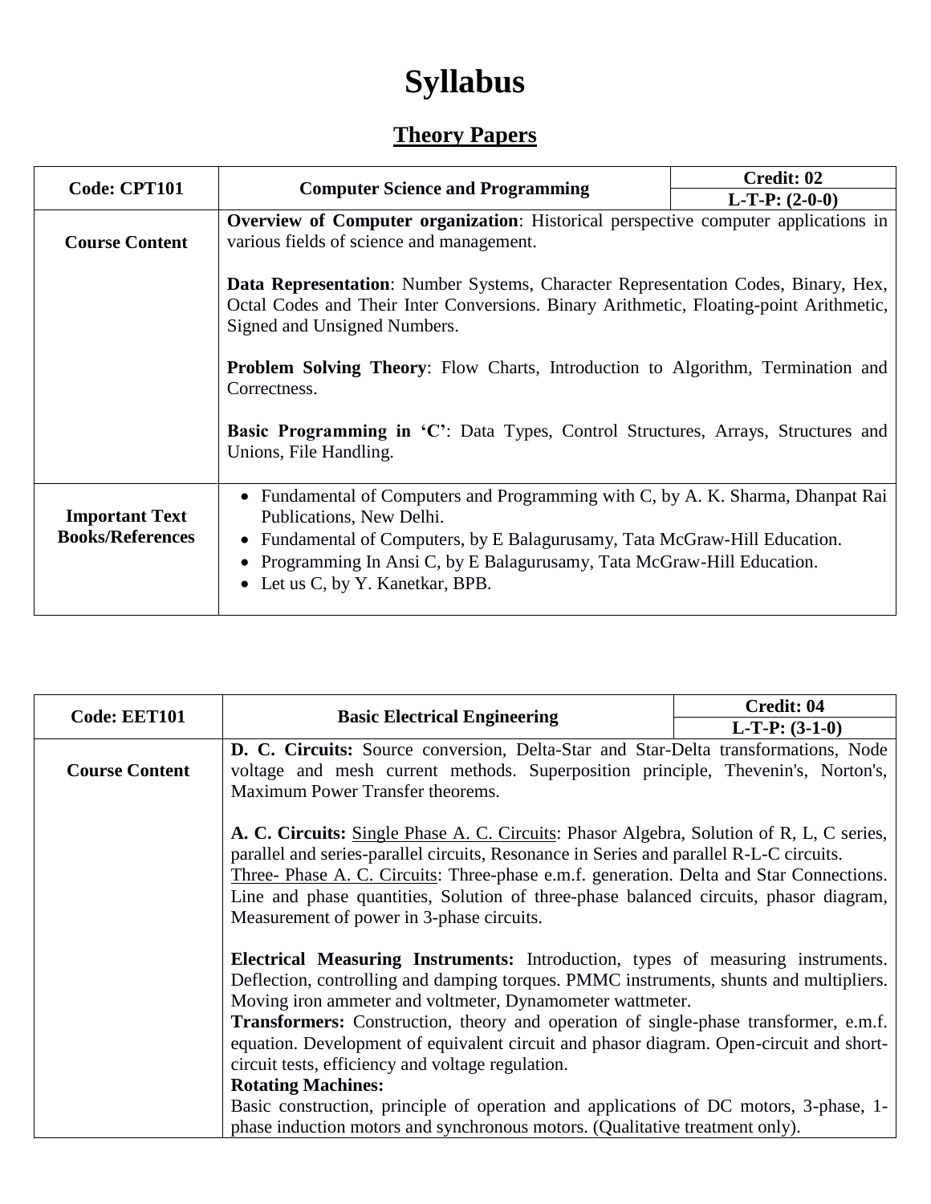# Syllabus

## Theory Papers

| Code: CPT101 | Computer Science and Programming | Credit: 02<br>L-T-P: (2-0-0) |
|---|---|---|
| **Course Content** | **Overview of Computer organization**: Historical perspective computer applications in various fields of science and management.<br><br>**Data Representation**: Number Systems, Character Representation Codes, Binary, Hex, Octal Codes and Their Inter Conversions. Binary Arithmetic, Floating-point Arithmetic, Signed and Unsigned Numbers.<br><br>**Problem Solving Theory**: Flow Charts, Introduction to Algorithm, Termination and Correctness.<br><br>**Basic Programming in 'C'**: Data Types, Control Structures, Arrays, Structures and Unions, File Handling. | |
| **Important Text Books/References** | • Fundamental of Computers and Programming with C, by A. K. Sharma, Dhanpat Rai Publications, New Delhi.<br>• Fundamental of Computers, by E Balagurusamy, Tata McGraw-Hill Education.<br>• Programming In Ansi C, by E Balagurusamy, Tata McGraw-Hill Education.<br>• Let us C, by Y. Kanetkar, BPB. | |

| Code: EET101 | Basic Electrical Engineering | Credit: 04<br>L-T-P: (3-1-0) |
|---|---|---|
| **Course Content** | **D. C. Circuits:** Source conversion, Delta-Star and Star-Delta transformations, Node voltage and mesh current methods. Superposition principle, Thevenin's, Norton's, Maximum Power Transfer theorems.<br><br>**A. C. Circuits:** Single Phase A. C. Circuits: Phasor Algebra, Solution of R, L, C series, parallel and series-parallel circuits, Resonance in Series and parallel R-L-C circuits.<br>Three- Phase A. C. Circuits: Three-phase e.m.f. generation. Delta and Star Connections. Line and phase quantities, Solution of three-phase balanced circuits, phasor diagram, Measurement of power in 3-phase circuits.<br><br>**Electrical Measuring Instruments:** Introduction, types of measuring instruments. Deflection, controlling and damping torques. PMMC instruments, shunts and multipliers. Moving iron ammeter and voltmeter, Dynamometer wattmeter.<br>**Transformers:** Construction, theory and operation of single-phase transformer, e.m.f. equation. Development of equivalent circuit and phasor diagram. Open-circuit and short-circuit tests, efficiency and voltage regulation.<br>**Rotating Machines:**<br>Basic construction, principle of operation and applications of DC motors, 3-phase, 1-phase induction motors and synchronous motors. (Qualitative treatment only). | |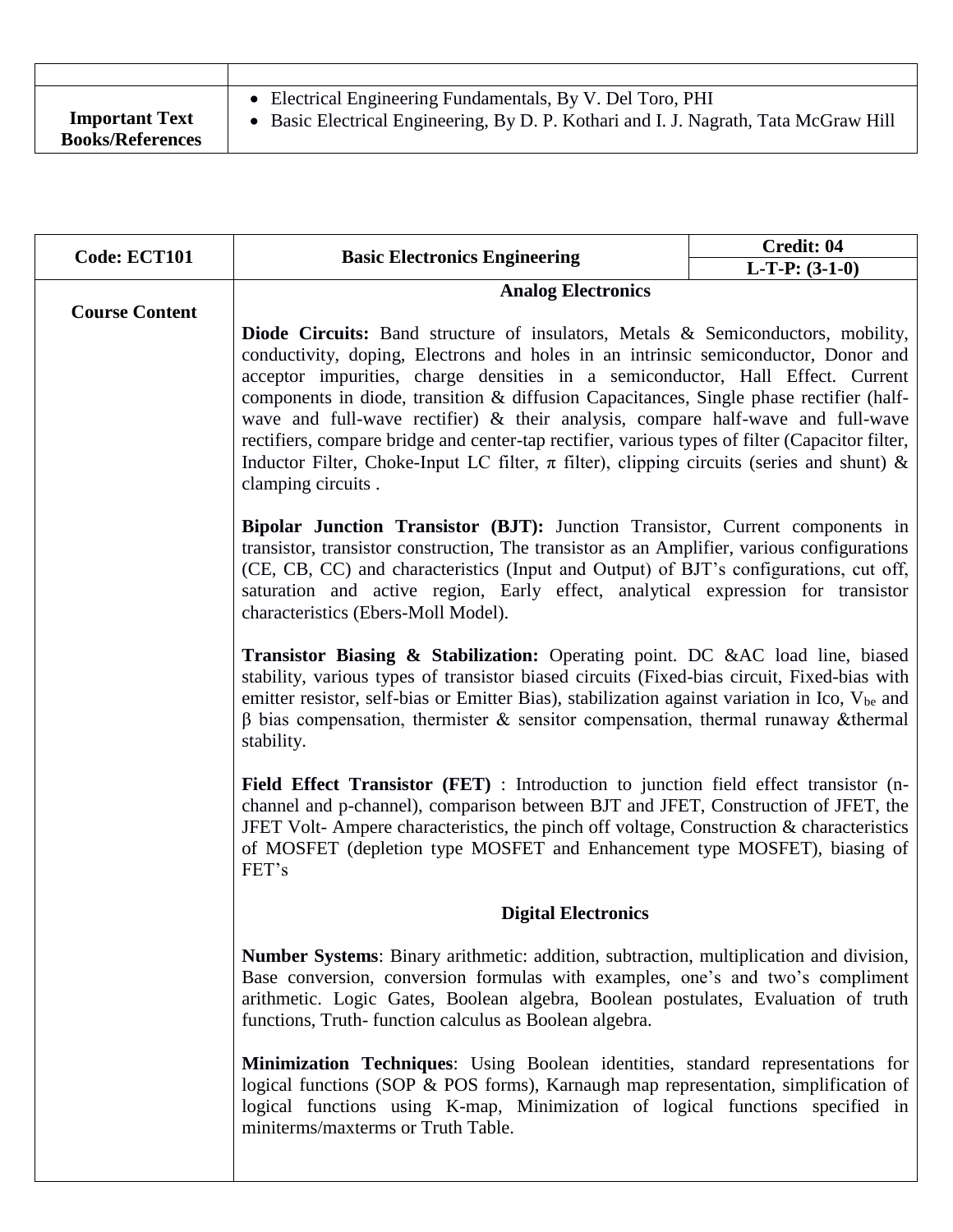| | |
|---|---|
| **Important Text Books/References** | • Electrical Engineering Fundamentals, By V. Del Toro, PHI<br>• Basic Electrical Engineering, By D. P. Kothari and I. J. Nagrath, Tata McGraw Hill |

| **Code: ECT101** | **Basic Electronics Engineering** | **Credit: 04**<br>**L-T-P: (3-1-0)** |
|---|---|---|
| **Course Content** | **Analog Electronics**<br><br>**Diode Circuits:** Band structure of insulators, Metals & Semiconductors, mobility, conductivity, doping, Electrons and holes in an intrinsic semiconductor, Donor and acceptor impurities, charge densities in a semiconductor, Hall Effect. Current components in diode, transition & diffusion Capacitances, Single phase rectifier (half-wave and full-wave rectifier) & their analysis, compare half-wave and full-wave rectifiers, compare bridge and center-tap rectifier, various types of filter (Capacitor filter, Inductor Filter, Choke-Input LC filter, π filter), clipping circuits (series and shunt) & clamping circuits .<br><br>**Bipolar Junction Transistor (BJT):** Junction Transistor, Current components in transistor, transistor construction, The transistor as an Amplifier, various configurations (CE, CB, CC) and characteristics (Input and Output) of BJT's configurations, cut off, saturation and active region, Early effect, analytical expression for transistor characteristics (Ebers-Moll Model).<br><br>**Transistor Biasing & Stabilization:** Operating point. DC &AC load line, biased stability, various types of transistor biased circuits (Fixed-bias circuit, Fixed-bias with emitter resistor, self-bias or Emitter Bias), stabilization against variation in Ico, $V_{be}$ and β bias compensation, thermister & sensitor compensation, thermal runaway &thermal stability.<br><br>**Field Effect Transistor (FET)** : Introduction to junction field effect transistor (n-channel and p-channel), comparison between BJT and JFET, Construction of JFET, the JFET Volt- Ampere characteristics, the pinch off voltage, Construction & characteristics of MOSFET (depletion type MOSFET and Enhancement type MOSFET), biasing of FET's<br><br>**Digital Electronics**<br><br>**Number Systems**: Binary arithmetic: addition, subtraction, multiplication and division, Base conversion, conversion formulas with examples, one's and two's compliment arithmetic. Logic Gates, Boolean algebra, Boolean postulates, Evaluation of truth functions, Truth- function calculus as Boolean algebra.<br><br>**Minimization Techniques**: Using Boolean identities, standard representations for logical functions (SOP & POS forms), Karnaugh map representation, simplification of logical functions using K-map, Minimization of logical functions specified in miniterms/maxterms or Truth Table. | |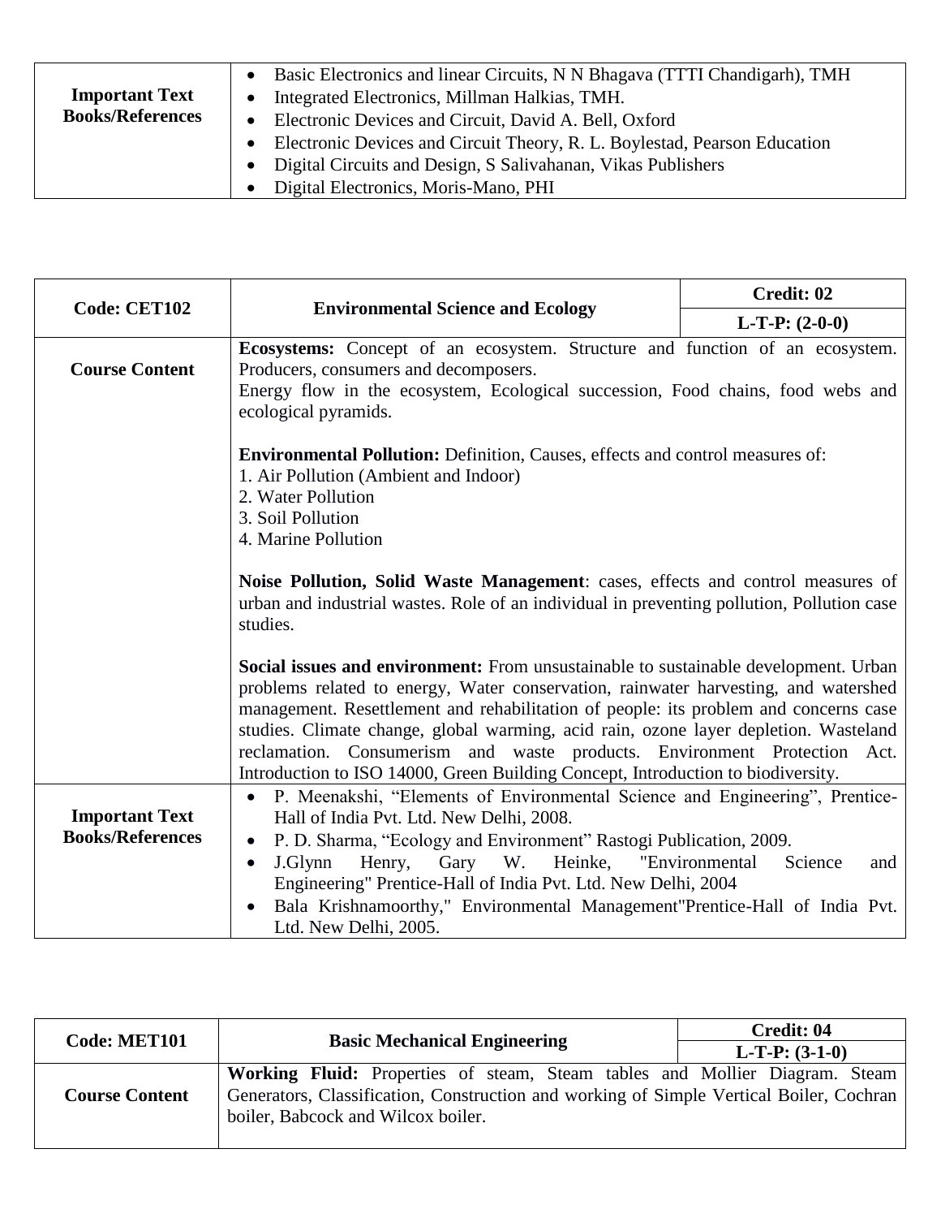| | |
|---|---|
| **Important Text Books/References** | • Basic Electronics and linear Circuits, N N Bhagava (TTTI Chandigarh), TMH<br>• Integrated Electronics, Millman Halkias, TMH.<br>• Electronic Devices and Circuit, David A. Bell, Oxford<br>• Electronic Devices and Circuit Theory, R. L. Boylestad, Pearson Education<br>• Digital Circuits and Design, S Salivahanan, Vikas Publishers<br>• Digital Electronics, Moris-Mano, PHI |

| **Code: CET102** | **Environmental Science and Ecology** | **Credit: 02**<br>**L-T-P: (2-0-0)** |
|---|---|---|
| **Course Content** | **Ecosystems:** Concept of an ecosystem. Structure and function of an ecosystem. Producers, consumers and decomposers.<br>Energy flow in the ecosystem, Ecological succession, Food chains, food webs and ecological pyramids.<br><br>**Environmental Pollution:** Definition, Causes, effects and control measures of:<br>1. Air Pollution (Ambient and Indoor)<br>2. Water Pollution<br>3. Soil Pollution<br>4. Marine Pollution<br><br>**Noise Pollution, Solid Waste Management**: cases, effects and control measures of urban and industrial wastes. Role of an individual in preventing pollution, Pollution case studies.<br><br>**Social issues and environment:** From unsustainable to sustainable development. Urban problems related to energy, Water conservation, rainwater harvesting, and watershed management. Resettlement and rehabilitation of people: its problem and concerns case studies. Climate change, global warming, acid rain, ozone layer depletion. Wasteland reclamation. Consumerism and waste products. Environment Protection Act. Introduction to ISO 14000, Green Building Concept, Introduction to biodiversity. | |
| **Important Text Books/References** | • P. Meenakshi, "Elements of Environmental Science and Engineering", Prentice-Hall of India Pvt. Ltd. New Delhi, 2008.<br>• P. D. Sharma, "Ecology and Environment" Rastogi Publication, 2009.<br>• J.Glynn Henry, Gary W. Heinke, "Environmental Science and Engineering" Prentice-Hall of India Pvt. Ltd. New Delhi, 2004<br>• Bala Krishnamoorthy," Environmental Management"Prentice-Hall of India Pvt. Ltd. New Delhi, 2005. | |

| **Code: MET101** | **Basic Mechanical Engineering** | **Credit: 04**<br>**L-T-P: (3-1-0)** |
|---|---|---|
| **Course Content** | **Working Fluid:** Properties of steam, Steam tables and Mollier Diagram. Steam Generators, Classification, Construction and working of Simple Vertical Boiler, Cochran boiler, Babcock and Wilcox boiler. | |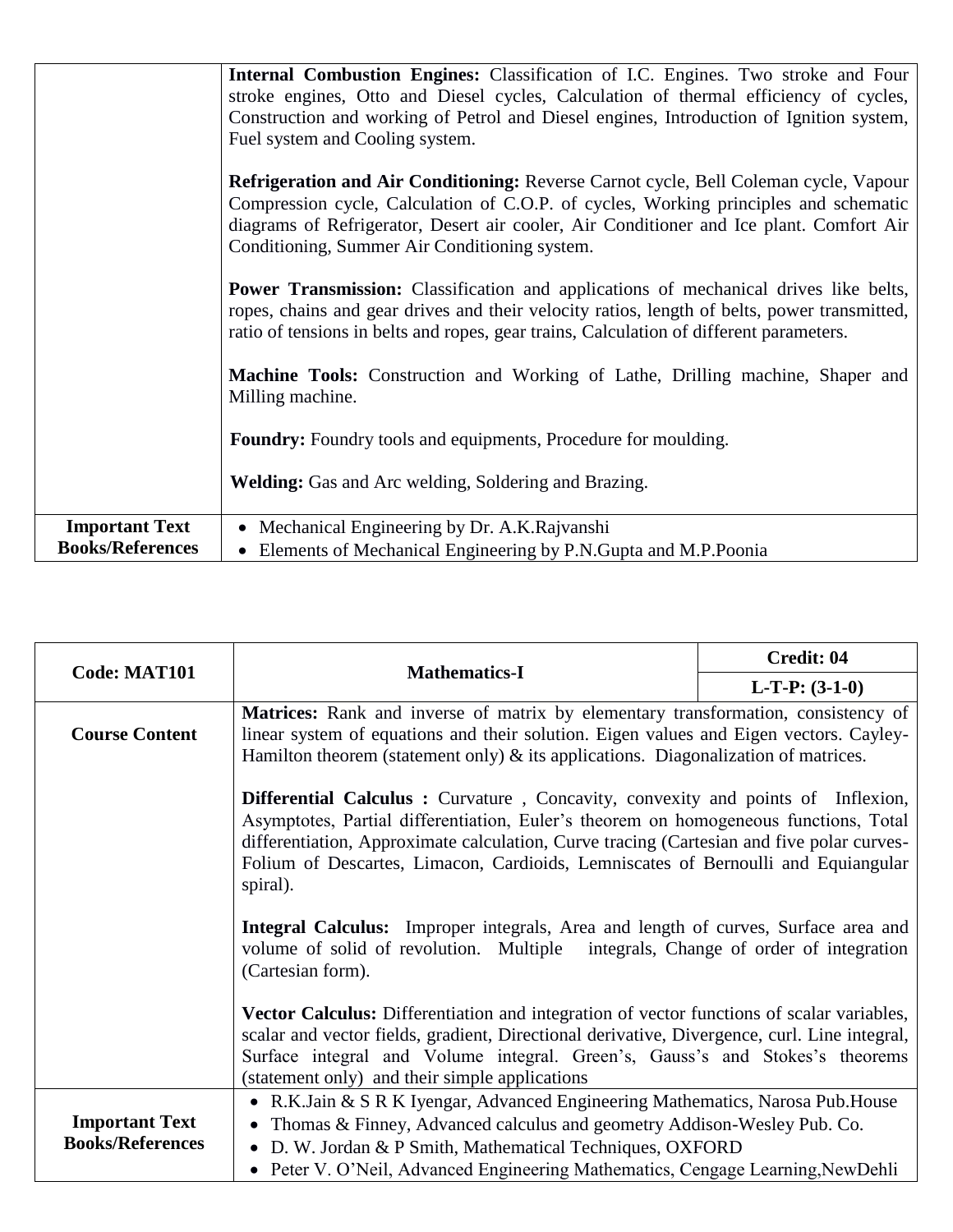| | |
|---|---|
| | **Internal Combustion Engines:** Classification of I.C. Engines. Two stroke and Four stroke engines, Otto and Diesel cycles, Calculation of thermal efficiency of cycles, Construction and working of Petrol and Diesel engines, Introduction of Ignition system, Fuel system and Cooling system.<br><br>**Refrigeration and Air Conditioning:** Reverse Carnot cycle, Bell Coleman cycle, Vapour Compression cycle, Calculation of C.O.P. of cycles, Working principles and schematic diagrams of Refrigerator, Desert air cooler, Air Conditioner and Ice plant. Comfort Air Conditioning, Summer Air Conditioning system.<br><br>**Power Transmission:** Classification and applications of mechanical drives like belts, ropes, chains and gear drives and their velocity ratios, length of belts, power transmitted, ratio of tensions in belts and ropes, gear trains, Calculation of different parameters.<br><br>**Machine Tools:** Construction and Working of Lathe, Drilling machine, Shaper and Milling machine.<br><br>**Foundry:** Foundry tools and equipments, Procedure for moulding.<br><br>**Welding:** Gas and Arc welding, Soldering and Brazing. |
| **Important Text Books/References** | • Mechanical Engineering by Dr. A.K.Rajvanshi<br>• Elements of Mechanical Engineering by P.N.Gupta and M.P.Poonia |

| **Code: MAT101** | **Mathematics-I** | **Credit: 04** |
|---|---|---|
| | | **L-T-P: (3-1-0)** |
| **Course Content** | **Matrices:** Rank and inverse of matrix by elementary transformation, consistency of linear system of equations and their solution. Eigen values and Eigen vectors. Cayley-Hamilton theorem (statement only) & its applications. Diagonalization of matrices.<br><br>**Differential Calculus :** Curvature , Concavity, convexity and points of Inflexion, Asymptotes, Partial differentiation, Euler's theorem on homogeneous functions, Total differentiation, Approximate calculation, Curve tracing (Cartesian and five polar curves- Folium of Descartes, Limacon, Cardioids, Lemniscates of Bernoulli and Equiangular spiral).<br><br>**Integral Calculus:** Improper integrals, Area and length of curves, Surface area and volume of solid of revolution. Multiple integrals, Change of order of integration (Cartesian form).<br><br>**Vector Calculus:** Differentiation and integration of vector functions of scalar variables, scalar and vector fields, gradient, Directional derivative, Divergence, curl. Line integral, Surface integral and Volume integral. Green's, Gauss's and Stokes's theorems (statement only) and their simple applications | |
| **Important Text Books/References** | • R.K.Jain & S R K Iyengar, Advanced Engineering Mathematics, Narosa Pub.House<br>• Thomas & Finney, Advanced calculus and geometry Addison-Wesley Pub. Co.<br>• D. W. Jordan & P Smith, Mathematical Techniques, OXFORD<br>• Peter V. O'Neil, Advanced Engineering Mathematics, Cengage Learning,NewDehli | |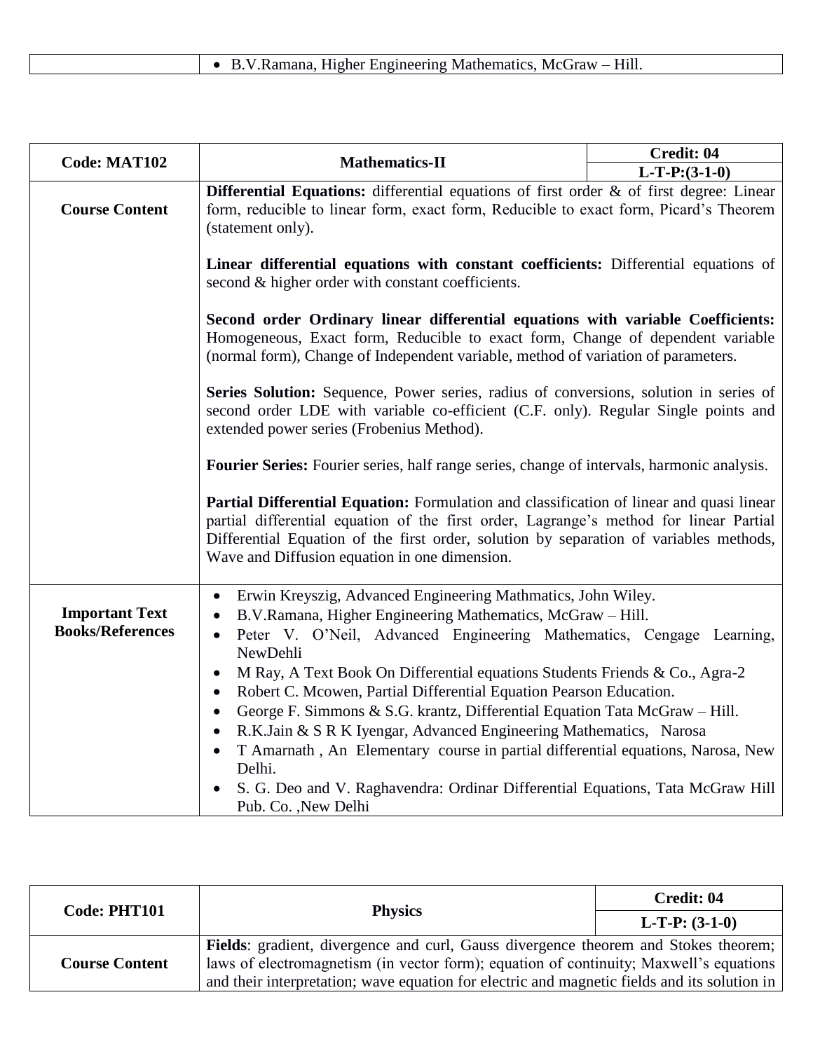| | • B.V.Ramana, Higher Engineering Mathematics, McGraw – Hill. |
|---|---|

| Code: MAT102 | Mathematics-II | Credit: 04 |
|---|---|---|
| | | L-T-P:(3-1-0) |
| Course Content | **Differential Equations:** differential equations of first order & of first degree: Linear form, reducible to linear form, exact form, Reducible to exact form, Picard's Theorem (statement only).<br><br>**Linear differential equations with constant coefficients:** Differential equations of second & higher order with constant coefficients.<br><br>**Second order Ordinary linear differential equations with variable Coefficients:** Homogeneous, Exact form, Reducible to exact form, Change of dependent variable (normal form), Change of Independent variable, method of variation of parameters.<br><br>**Series Solution:** Sequence, Power series, radius of conversions, solution in series of second order LDE with variable co-efficient (C.F. only). Regular Single points and extended power series (Frobenius Method).<br><br>**Fourier Series:** Fourier series, half range series, change of intervals, harmonic analysis.<br><br>**Partial Differential Equation:** Formulation and classification of linear and quasi linear partial differential equation of the first order, Lagrange's method for linear Partial Differential Equation of the first order, solution by separation of variables methods, Wave and Diffusion equation in one dimension. | |
| Important Text Books/References | • Erwin Kreyszig, Advanced Engineering Mathmatics, John Wiley.<br>• B.V.Ramana, Higher Engineering Mathematics, McGraw – Hill.<br>• Peter V. O'Neil, Advanced Engineering Mathematics, Cengage Learning, NewDehli<br>• M Ray, A Text Book On Differential equations Students Friends & Co., Agra-2<br>• Robert C. Mcowen, Partial Differential Equation Pearson Education.<br>• George F. Simmons & S.G. krantz, Differential Equation Tata McGraw – Hill.<br>• R.K.Jain & S R K Iyengar, Advanced Engineering Mathematics, Narosa<br>• T Amarnath , An Elementary course in partial differential equations, Narosa, New Delhi.<br>• S. G. Deo and V. Raghavendra: Ordinar Differential Equations, Tata McGraw Hill Pub. Co. ,New Delhi | |

| Code: PHT101 | Physics | Credit: 04 |
|---|---|---|
| | | L-T-P: (3-1-0) |
| Course Content | **Fields**: gradient, divergence and curl, Gauss divergence theorem and Stokes theorem; laws of electromagnetism (in vector form); equation of continuity; Maxwell's equations and their interpretation; wave equation for electric and magnetic fields and its solution in | |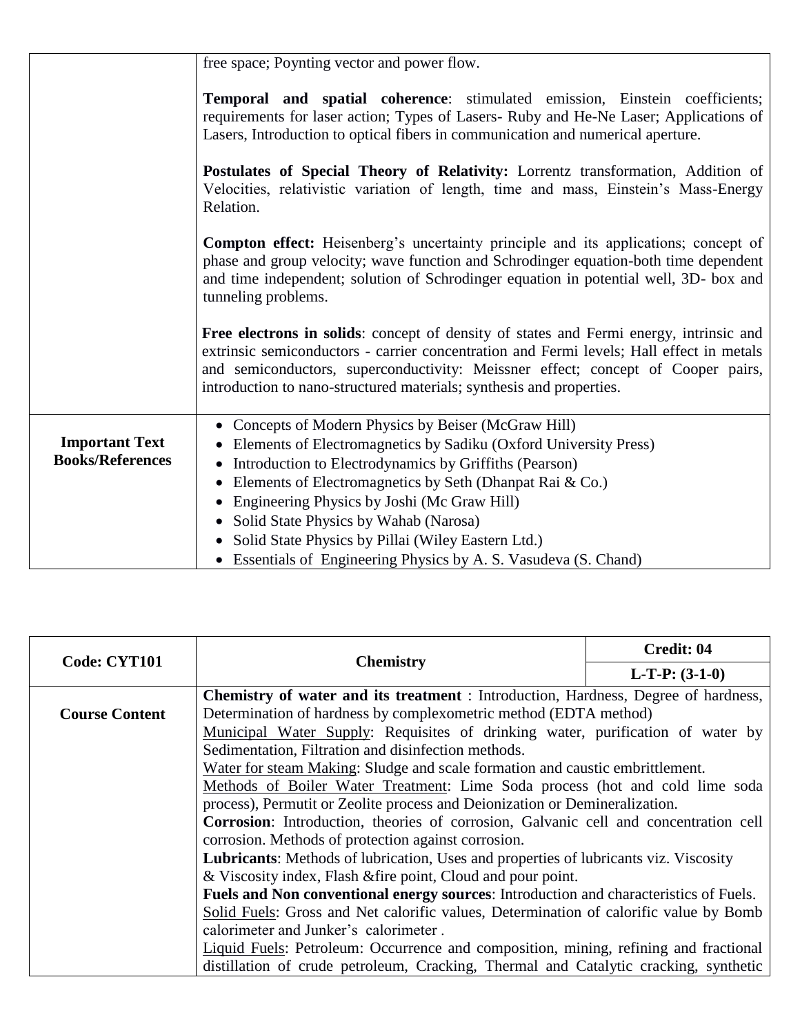| | |
|---|---|
| | free space; Poynting vector and power flow.<br><br>**Temporal and spatial coherence**: stimulated emission, Einstein coefficients; requirements for laser action; Types of Lasers- Ruby and He-Ne Laser; Applications of Lasers, Introduction to optical fibers in communication and numerical aperture.<br><br>**Postulates of Special Theory of Relativity:** Lorrentz transformation, Addition of Velocities, relativistic variation of length, time and mass, Einstein's Mass-Energy Relation.<br><br>**Compton effect:** Heisenberg's uncertainty principle and its applications; concept of phase and group velocity; wave function and Schrodinger equation-both time dependent and time independent; solution of Schrodinger equation in potential well, 3D- box and tunneling problems.<br><br>**Free electrons in solids**: concept of density of states and Fermi energy, intrinsic and extrinsic semiconductors - carrier concentration and Fermi levels; Hall effect in metals and semiconductors, superconductivity: Meissner effect; concept of Cooper pairs, introduction to nano-structured materials; synthesis and properties. |
| **Important Text Books/References** | • Concepts of Modern Physics by Beiser (McGraw Hill)<br>• Elements of Electromagnetics by Sadiku (Oxford University Press)<br>• Introduction to Electrodynamics by Griffiths (Pearson)<br>• Elements of Electromagnetics by Seth (Dhanpat Rai & Co.)<br>• Engineering Physics by Joshi (Mc Graw Hill)<br>• Solid State Physics by Wahab (Narosa)<br>• Solid State Physics by Pillai (Wiley Eastern Ltd.)<br>• Essentials of Engineering Physics by A. S. Vasudeva (S. Chand) |

| Code: CYT101 | Chemistry | Credit: 04 |
|---|---|---|
| | | **L-T-P: (3-1-0)** |
| **Course Content** | **Chemistry of water and its treatment** : Introduction, Hardness, Degree of hardness, Determination of hardness by complexometric method (EDTA method)<br>Municipal Water Supply: Requisites of drinking water, purification of water by Sedimentation, Filtration and disinfection methods.<br>Water for steam Making: Sludge and scale formation and caustic embrittlement.<br>Methods of Boiler Water Treatment: Lime Soda process (hot and cold lime soda process), Permutit or Zeolite process and Deionization or Demineralization.<br>**Corrosion**: Introduction, theories of corrosion, Galvanic cell and concentration cell corrosion. Methods of protection against corrosion.<br>**Lubricants**: Methods of lubrication, Uses and properties of lubricants viz. Viscosity & Viscosity index, Flash &fire point, Cloud and pour point.<br>**Fuels and Non conventional energy sources**: Introduction and characteristics of Fuels.<br>Solid Fuels: Gross and Net calorific values, Determination of calorific value by Bomb calorimeter and Junker's calorimeter .<br>Liquid Fuels: Petroleum: Occurrence and composition, mining, refining and fractional distillation of crude petroleum, Cracking, Thermal and Catalytic cracking, synthetic | |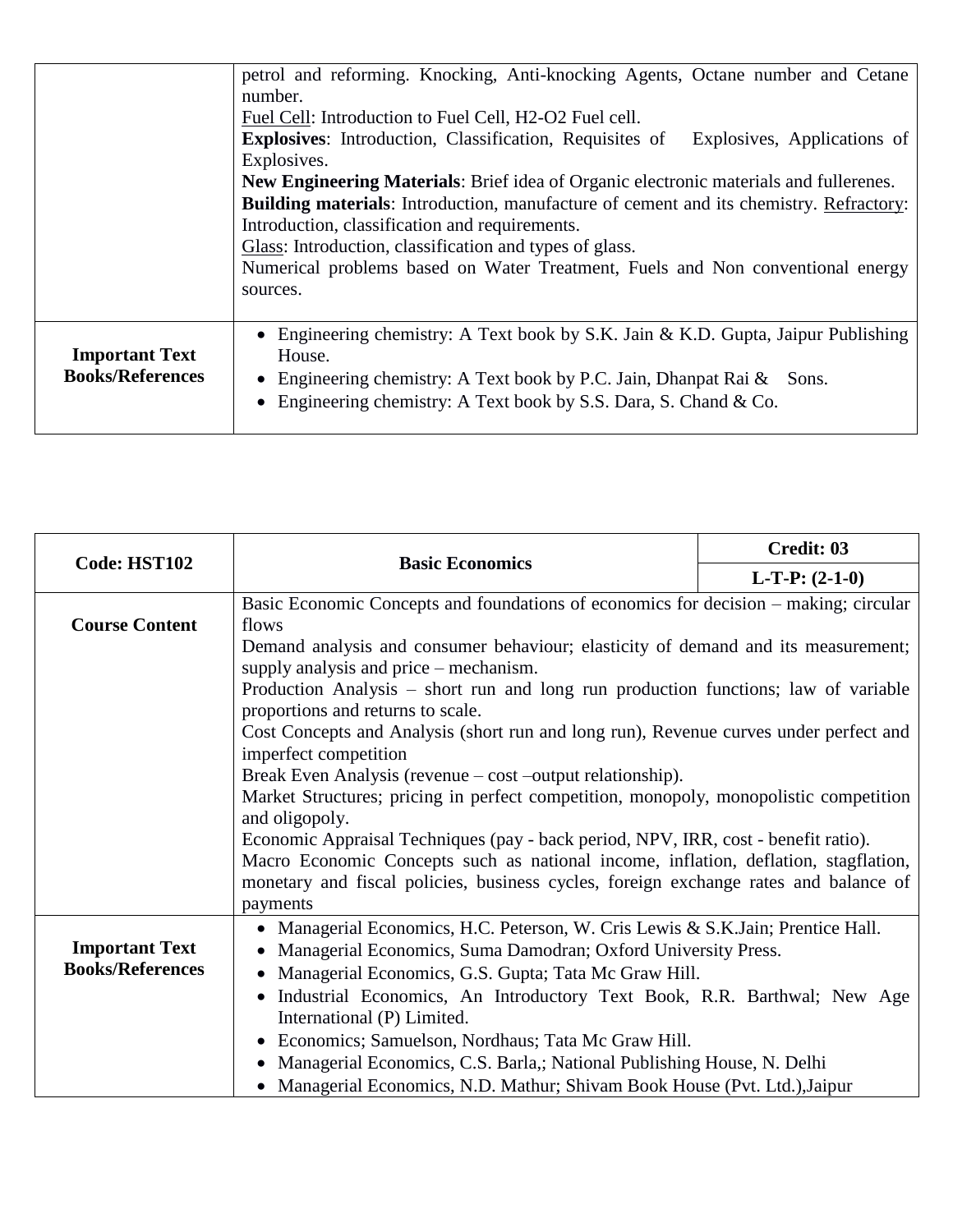| | |
|---|---|
| | petrol and reforming. Knocking, Anti-knocking Agents, Octane number and Cetane number.<br>Fuel Cell: Introduction to Fuel Cell, H2-O2 Fuel cell.<br>**Explosives**: Introduction, Classification, Requisites of Explosives, Applications of Explosives.<br>**New Engineering Materials**: Brief idea of Organic electronic materials and fullerenes.<br>**Building materials**: Introduction, manufacture of cement and its chemistry. Refractory: Introduction, classification and requirements.<br>Glass: Introduction, classification and types of glass.<br>Numerical problems based on Water Treatment, Fuels and Non conventional energy sources. |
| **Important Text Books/References** | • Engineering chemistry: A Text book by S.K. Jain & K.D. Gupta, Jaipur Publishing House.<br>• Engineering chemistry: A Text book by P.C. Jain, Dhanpat Rai & Sons.<br>• Engineering chemistry: A Text book by S.S. Dara, S. Chand & Co. |

| **Code: HST102** | **Basic Economics** | **Credit: 03**<br>**L-T-P: (2-1-0)** |
|---|---|---|
| **Course Content** | Basic Economic Concepts and foundations of economics for decision – making; circular flows<br>Demand analysis and consumer behaviour; elasticity of demand and its measurement; supply analysis and price – mechanism.<br>Production Analysis – short run and long run production functions; law of variable proportions and returns to scale.<br>Cost Concepts and Analysis (short run and long run), Revenue curves under perfect and imperfect competition<br>Break Even Analysis (revenue – cost –output relationship).<br>Market Structures; pricing in perfect competition, monopoly, monopolistic competition and oligopoly.<br>Economic Appraisal Techniques (pay - back period, NPV, IRR, cost - benefit ratio).<br>Macro Economic Concepts such as national income, inflation, deflation, stagflation, monetary and fiscal policies, business cycles, foreign exchange rates and balance of payments | |
| **Important Text Books/References** | • Managerial Economics, H.C. Peterson, W. Cris Lewis & S.K.Jain; Prentice Hall.<br>• Managerial Economics, Suma Damodran; Oxford University Press.<br>• Managerial Economics, G.S. Gupta; Tata Mc Graw Hill.<br>• Industrial Economics, An Introductory Text Book, R.R. Barthwal; New Age International (P) Limited.<br>• Economics; Samuelson, Nordhaus; Tata Mc Graw Hill.<br>• Managerial Economics, C.S. Barla,; National Publishing House, N. Delhi<br>• Managerial Economics, N.D. Mathur; Shivam Book House (Pvt. Ltd.),Jaipur | |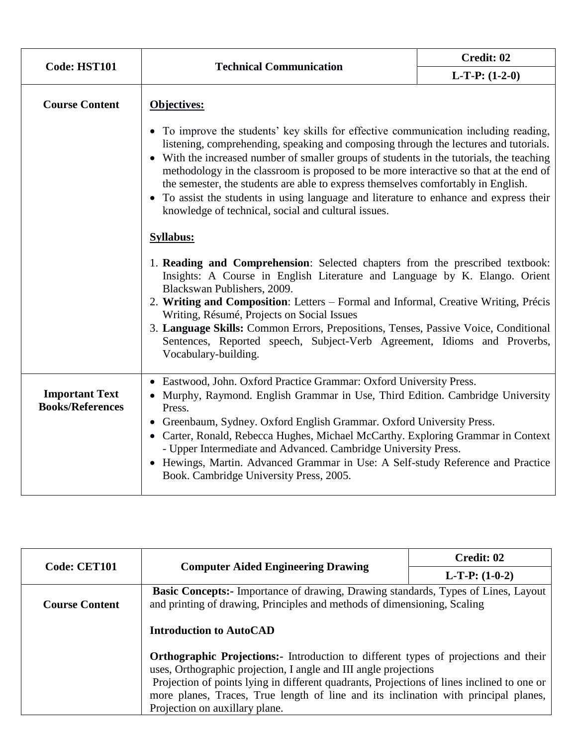| Code: HST101 | Technical Communication | Credit: 02 |
|---|---|---|
| | | L-T-P: (1-2-0) |
| Course Content | **Objectives:**<br><br>• To improve the students' key skills for effective communication including reading, listening, comprehending, speaking and composing through the lectures and tutorials.<br>• With the increased number of smaller groups of students in the tutorials, the teaching methodology in the classroom is proposed to be more interactive so that at the end of the semester, the students are able to express themselves comfortably in English.<br>• To assist the students in using language and literature to enhance and express their knowledge of technical, social and cultural issues.<br><br>**Syllabus:**<br><br>1. **Reading and Comprehension**: Selected chapters from the prescribed textbook: Insights: A Course in English Literature and Language by K. Elango. Orient Blackswan Publishers, 2009.<br>2. **Writing and Composition**: Letters – Formal and Informal, Creative Writing, Précis Writing, Résumé, Projects on Social Issues<br>3. **Language Skills:** Common Errors, Prepositions, Tenses, Passive Voice, Conditional Sentences, Reported speech, Subject-Verb Agreement, Idioms and Proverbs, Vocabulary-building. | |
| Important Text Books/References | • Eastwood, John. Oxford Practice Grammar: Oxford University Press.<br>• Murphy, Raymond. English Grammar in Use, Third Edition. Cambridge University Press.<br>• Greenbaum, Sydney. Oxford English Grammar. Oxford University Press.<br>• Carter, Ronald, Rebecca Hughes, Michael McCarthy. Exploring Grammar in Context - Upper Intermediate and Advanced. Cambridge University Press.<br>• Hewings, Martin. Advanced Grammar in Use: A Self-study Reference and Practice Book. Cambridge University Press, 2005. | |

| Code: CET101 | Computer Aided Engineering Drawing | Credit: 02 |
|---|---|---|
| | | L-T-P: (1-0-2) |
| Course Content | **Basic Concepts:-** Importance of drawing, Drawing standards, Types of Lines, Layout and printing of drawing, Principles and methods of dimensioning, Scaling<br><br>**Introduction to AutoCAD**<br><br>**Orthographic Projections:-** Introduction to different types of projections and their uses, Orthographic projection, I angle and III angle projections<br>Projection of points lying in different quadrants, Projections of lines inclined to one or more planes, Traces, True length of line and its inclination with principal planes, Projection on auxillary plane. | |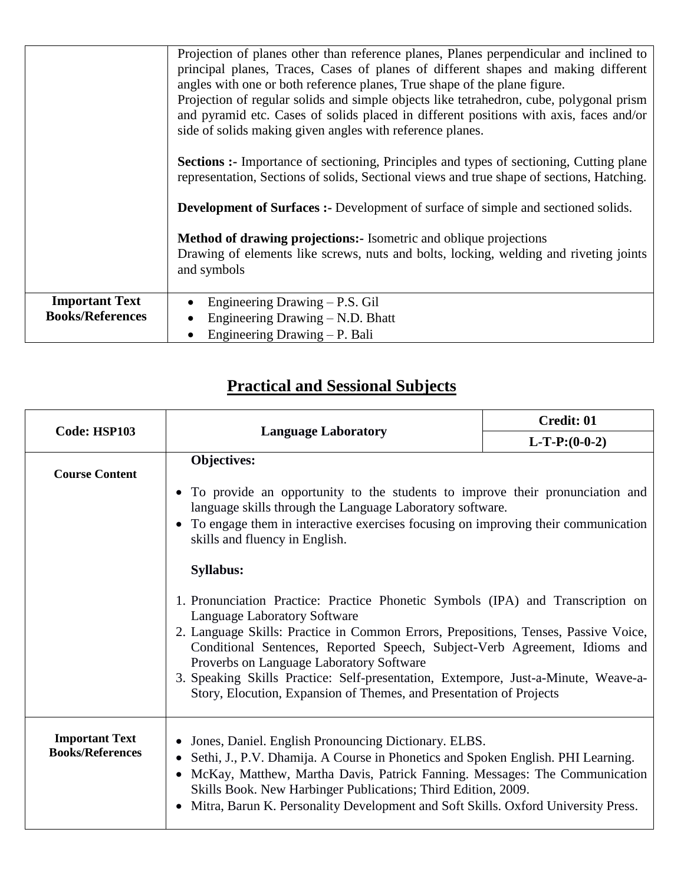| | |
|---|---|
| | Projection of planes other than reference planes, Planes perpendicular and inclined to principal planes, Traces, Cases of planes of different shapes and making different angles with one or both reference planes, True shape of the plane figure.<br>Projection of regular solids and simple objects like tetrahedron, cube, polygonal prism and pyramid etc. Cases of solids placed in different positions with axis, faces and/or side of solids making given angles with reference planes.<br><br>**Sections :-** Importance of sectioning, Principles and types of sectioning, Cutting plane representation, Sections of solids, Sectional views and true shape of sections, Hatching.<br><br>**Development of Surfaces :-** Development of surface of simple and sectioned solids.<br><br>**Method of drawing projections:-** Isometric and oblique projections<br>Drawing of elements like screws, nuts and bolts, locking, welding and riveting joints and symbols |
| **Important Text Books/References** | • Engineering Drawing – P.S. Gil<br>• Engineering Drawing – N.D. Bhatt<br>• Engineering Drawing – P. Bali |

## Practical and Sessional Subjects

| Code: HSP103 | Language Laboratory | Credit: 01 |
|---|---|---|
| | | **L-T-P:(0-0-2)** |
| **Course Content** | **Objectives:**<br><br>• To provide an opportunity to the students to improve their pronunciation and language skills through the Language Laboratory software.<br>• To engage them in interactive exercises focusing on improving their communication skills and fluency in English.<br><br>**Syllabus:**<br><br>1. Pronunciation Practice: Practice Phonetic Symbols (IPA) and Transcription on Language Laboratory Software<br>2. Language Skills: Practice in Common Errors, Prepositions, Tenses, Passive Voice, Conditional Sentences, Reported Speech, Subject-Verb Agreement, Idioms and Proverbs on Language Laboratory Software<br>3. Speaking Skills Practice: Self-presentation, Extempore, Just-a-Minute, Weave-a-Story, Elocution, Expansion of Themes, and Presentation of Projects | |
| **Important Text Books/References** | • Jones, Daniel. English Pronouncing Dictionary. ELBS.<br>• Sethi, J., P.V. Dhamija. A Course in Phonetics and Spoken English. PHI Learning.<br>• McKay, Matthew, Martha Davis, Patrick Fanning. Messages: The Communication Skills Book. New Harbinger Publications; Third Edition, 2009.<br>• Mitra, Barun K. Personality Development and Soft Skills. Oxford University Press. | |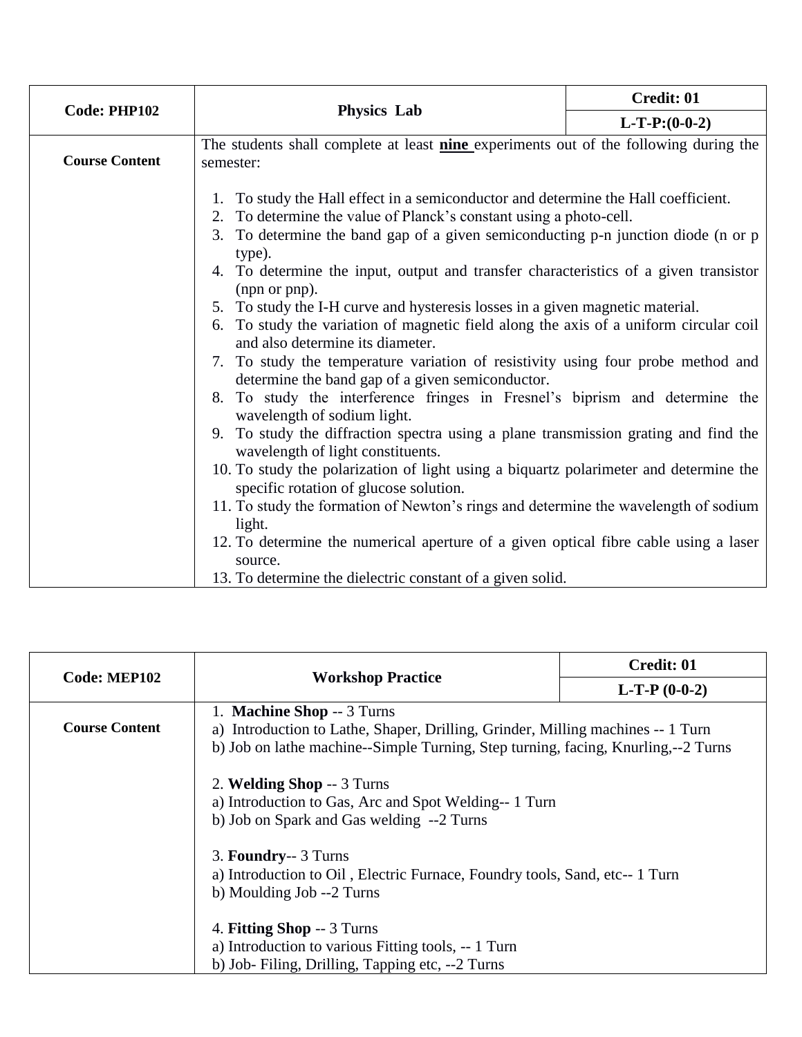| **Code: PHP102** | **Physics Lab** | **Credit: 01** |
|---|---|---|
| | | **L-T-P:(0-0-2)** |
| **Course Content** | The students shall complete at least **nine** experiments out of the following during the semester:<br><br>1. To study the Hall effect in a semiconductor and determine the Hall coefficient.<br>2. To determine the value of Planck's constant using a photo-cell.<br>3. To determine the band gap of a given semiconducting p-n junction diode (n or p type).<br>4. To determine the input, output and transfer characteristics of a given transistor (npn or pnp).<br>5. To study the I-H curve and hysteresis losses in a given magnetic material.<br>6. To study the variation of magnetic field along the axis of a uniform circular coil and also determine its diameter.<br>7. To study the temperature variation of resistivity using four probe method and determine the band gap of a given semiconductor.<br>8. To study the interference fringes in Fresnel's biprism and determine the wavelength of sodium light.<br>9. To study the diffraction spectra using a plane transmission grating and find the wavelength of light constituents.<br>10. To study the polarization of light using a biquartz polarimeter and determine the specific rotation of glucose solution.<br>11. To study the formation of Newton's rings and determine the wavelength of sodium light.<br>12. To determine the numerical aperture of a given optical fibre cable using a laser source.<br>13. To determine the dielectric constant of a given solid. | |

| **Code: MEP102** | **Workshop Practice** | **Credit: 01** |
|---|---|---|
| | | **L-T-P (0-0-2)** |
| **Course Content** | 1. **Machine Shop** -- 3 Turns<br>a) Introduction to Lathe, Shaper, Drilling, Grinder, Milling machines -- 1 Turn<br>b) Job on lathe machine--Simple Turning, Step turning, facing, Knurling,--2 Turns<br><br>2. **Welding Shop** -- 3 Turns<br>a) Introduction to Gas, Arc and Spot Welding-- 1 Turn<br>b) Job on Spark and Gas welding --2 Turns<br><br>3. **Foundry**-- 3 Turns<br>a) Introduction to Oil , Electric Furnace, Foundry tools, Sand, etc-- 1 Turn<br>b) Moulding Job --2 Turns<br><br>4. **Fitting Shop** -- 3 Turns<br>a) Introduction to various Fitting tools, -- 1 Turn<br>b) Job- Filing, Drilling, Tapping etc, --2 Turns | |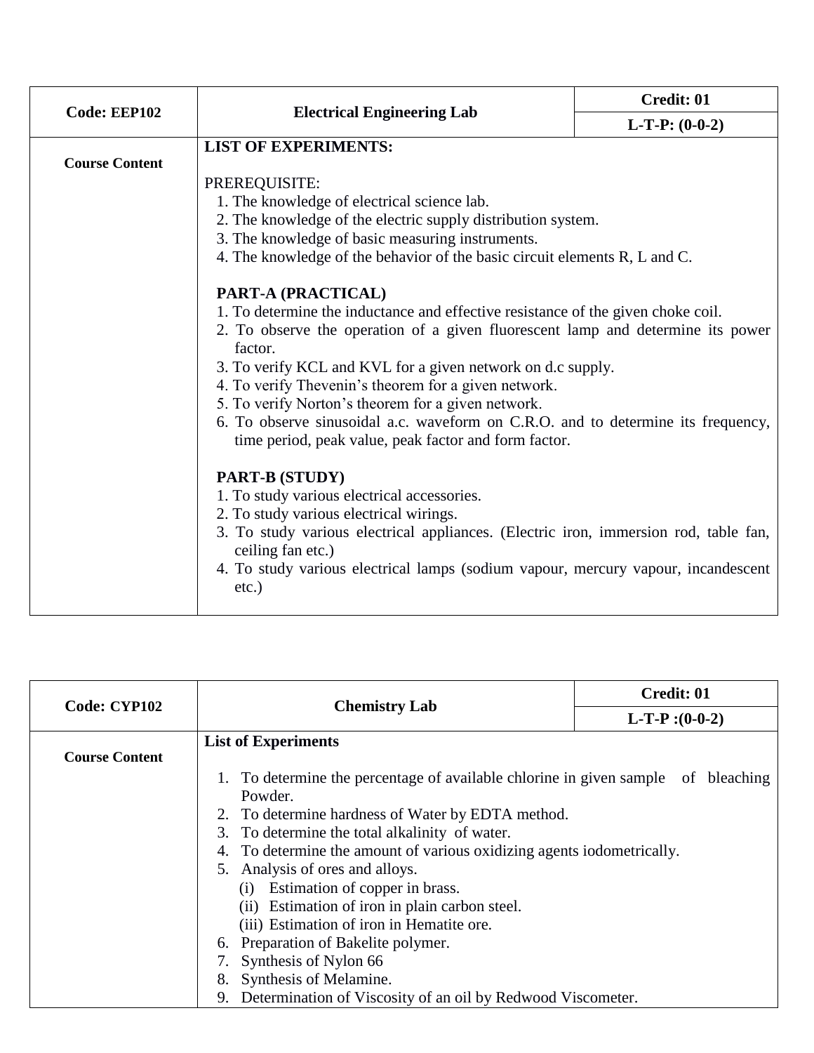| Code: EEP102 | Electrical Engineering Lab | Credit: 01 |
|---|---|---|
| | | L-T-P: (0-0-2) |
| Course Content | **LIST OF EXPERIMENTS:**<br><br>PREREQUISITE:<br>1. The knowledge of electrical science lab.<br>2. The knowledge of the electric supply distribution system.<br>3. The knowledge of basic measuring instruments.<br>4. The knowledge of the behavior of the basic circuit elements R, L and C.<br><br>**PART-A (PRACTICAL)**<br>1. To determine the inductance and effective resistance of the given choke coil.<br>2. To observe the operation of a given fluorescent lamp and determine its power factor.<br>3. To verify KCL and KVL for a given network on d.c supply.<br>4. To verify Thevenin's theorem for a given network.<br>5. To verify Norton's theorem for a given network.<br>6. To observe sinusoidal a.c. waveform on C.R.O. and to determine its frequency, time period, peak value, peak factor and form factor.<br><br>**PART-B (STUDY)**<br>1. To study various electrical accessories.<br>2. To study various electrical wirings.<br>3. To study various electrical appliances. (Electric iron, immersion rod, table fan, ceiling fan etc.)<br>4. To study various electrical lamps (sodium vapour, mercury vapour, incandescent etc.) | |

| Code: CYP102 | Chemistry Lab | Credit: 01 |
|---|---|---|
| | | L-T-P :(0-0-2) |
| Course Content | **List of Experiments**<br><br>1. To determine the percentage of available chlorine in given sample of bleaching Powder.<br>2. To determine hardness of Water by EDTA method.<br>3. To determine the total alkalinity of water.<br>4. To determine the amount of various oxidizing agents iodometrically.<br>5. Analysis of ores and alloys.<br>(i) Estimation of copper in brass.<br>(ii) Estimation of iron in plain carbon steel.<br>(iii) Estimation of iron in Hematite ore.<br>6. Preparation of Bakelite polymer.<br>7. Synthesis of Nylon 66<br>8. Synthesis of Melamine.<br>9. Determination of Viscosity of an oil by Redwood Viscometer. | |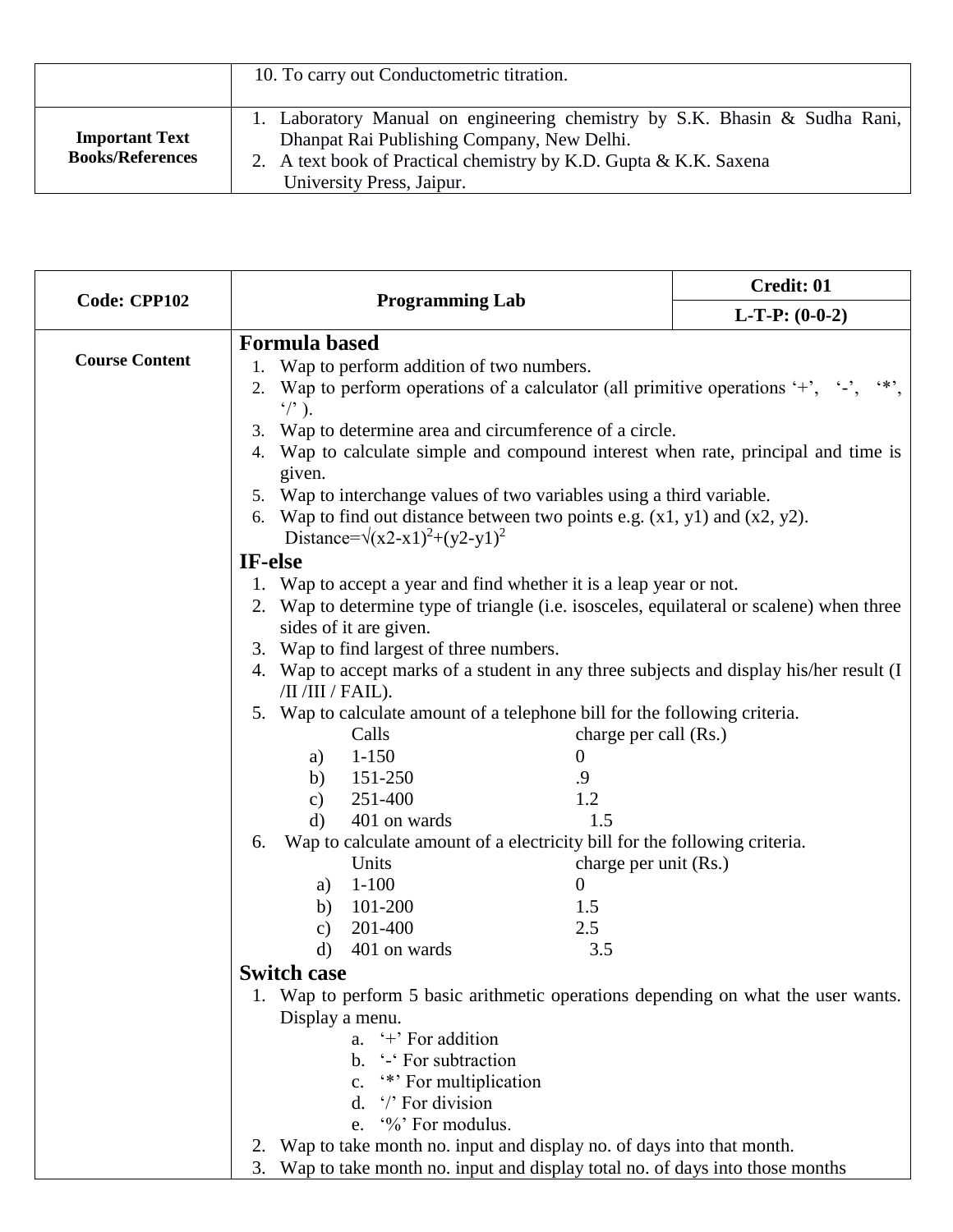| | |
|---|---|
| | 10. To carry out Conductometric titration. |
| **Important Text Books/References** | 1. Laboratory Manual on engineering chemistry by S.K. Bhasin & Sudha Rani, Dhanpat Rai Publishing Company, New Delhi.<br>2. A text book of Practical chemistry by K.D. Gupta & K.K. Saxena University Press, Jaipur. |

| **Code: CPP102** | **Programming Lab** | **Credit: 01** |
|---|---|---|
| | | **L-T-P: (0-0-2)** |

**Course Content**

## Formula based

1. Wap to perform addition of two numbers.
2. Wap to perform operations of a calculator (all primitive operations '+', '-', '*', '/' ).
3. Wap to determine area and circumference of a circle.
4. Wap to calculate simple and compound interest when rate, principal and time is given.
5. Wap to interchange values of two variables using a third variable.
6. Wap to find out distance between two points e.g. (x1, y1) and (x2, y2).
   Distance=$\sqrt{(x2-x1)^2+(y2-y1)^2}$

## IF-else

1. Wap to accept a year and find whether it is a leap year or not.
2. Wap to determine type of triangle (i.e. isosceles, equilateral or scalene) when three sides of it are given.
3. Wap to find largest of three numbers.
4. Wap to accept marks of a student in any three subjects and display his/her result (I /II /III / FAIL).
5. Wap to calculate amount of a telephone bill for the following criteria.

| | Calls | charge per call (Rs.) |
|---|---|---|
| a) | 1-150 | 0 |
| b) | 151-250 | .9 |
| c) | 251-400 | 1.2 |
| d) | 401 on wards | 1.5 |

6. Wap to calculate amount of a electricity bill for the following criteria.

| | Units | charge per unit (Rs.) |
|---|---|---|
| a) | 1-100 | 0 |
| b) | 101-200 | 1.5 |
| c) | 201-400 | 2.5 |
| d) | 401 on wards | 3.5 |

## Switch case

1. Wap to perform 5 basic arithmetic operations depending on what the user wants. Display a menu.
   a. '+' For addition
   b. '-' For subtraction
   c. '*' For multiplication
   d. '/' For division
   e. '%' For modulus.
2. Wap to take month no. input and display no. of days into that month.
3. Wap to take month no. input and display total no. of days into those months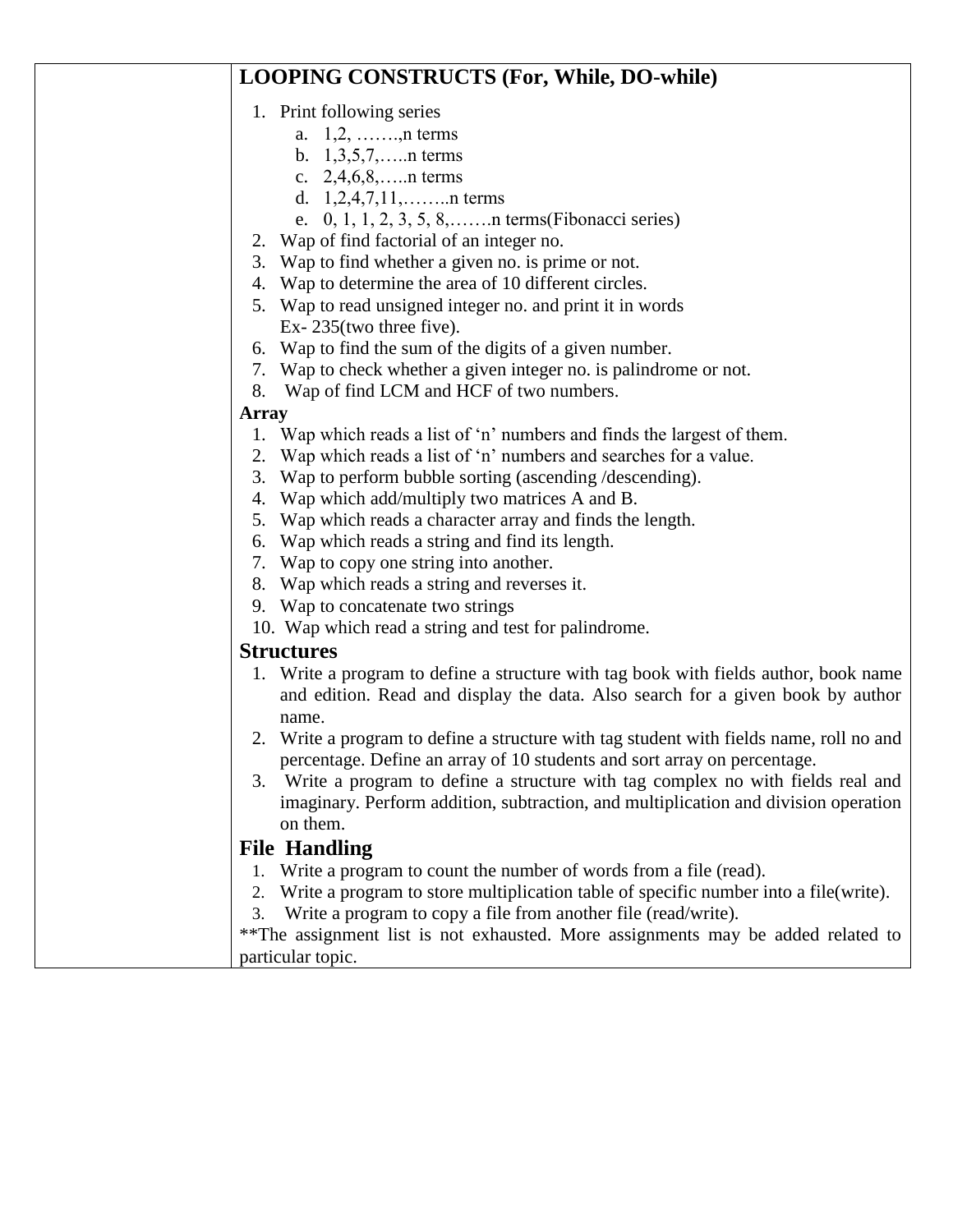**LOOPING CONSTRUCTS (For, While, DO-while)**

1. Print following series
   a. 1,2, …….,n terms
   b. 1,3,5,7,…..n terms
   c. 2,4,6,8,…..n terms
   d. 1,2,4,7,11,……..n terms
   e. 0, 1, 1, 2, 3, 5, 8,…….n terms(Fibonacci series)
2. Wap of find factorial of an integer no.
3. Wap to find whether a given no. is prime or not.
4. Wap to determine the area of 10 different circles.
5. Wap to read unsigned integer no. and print it in words
   Ex- 235(two three five).
6. Wap to find the sum of the digits of a given number.
7. Wap to check whether a given integer no. is palindrome or not.
8. Wap of find LCM and HCF of two numbers.

**Array**

1. Wap which reads a list of 'n' numbers and finds the largest of them.
2. Wap which reads a list of 'n' numbers and searches for a value.
3. Wap to perform bubble sorting (ascending /descending).
4. Wap which add/multiply two matrices A and B.
5. Wap which reads a character array and finds the length.
6. Wap which reads a string and find its length.
7. Wap to copy one string into another.
8. Wap which reads a string and reverses it.
9. Wap to concatenate two strings
10. Wap which read a string and test for palindrome.

## Structures

1. Write a program to define a structure with tag book with fields author, book name and edition. Read and display the data. Also search for a given book by author name.
2. Write a program to define a structure with tag student with fields name, roll no and percentage. Define an array of 10 students and sort array on percentage.
3. Write a program to define a structure with tag complex no with fields real and imaginary. Perform addition, subtraction, and multiplication and division operation on them.

## File Handling

1. Write a program to count the number of words from a file (read).
2. Write a program to store multiplication table of specific number into a file(write).
3. Write a program to copy a file from another file (read/write).

**The assignment list is not exhausted. More assignments may be added related to particular topic.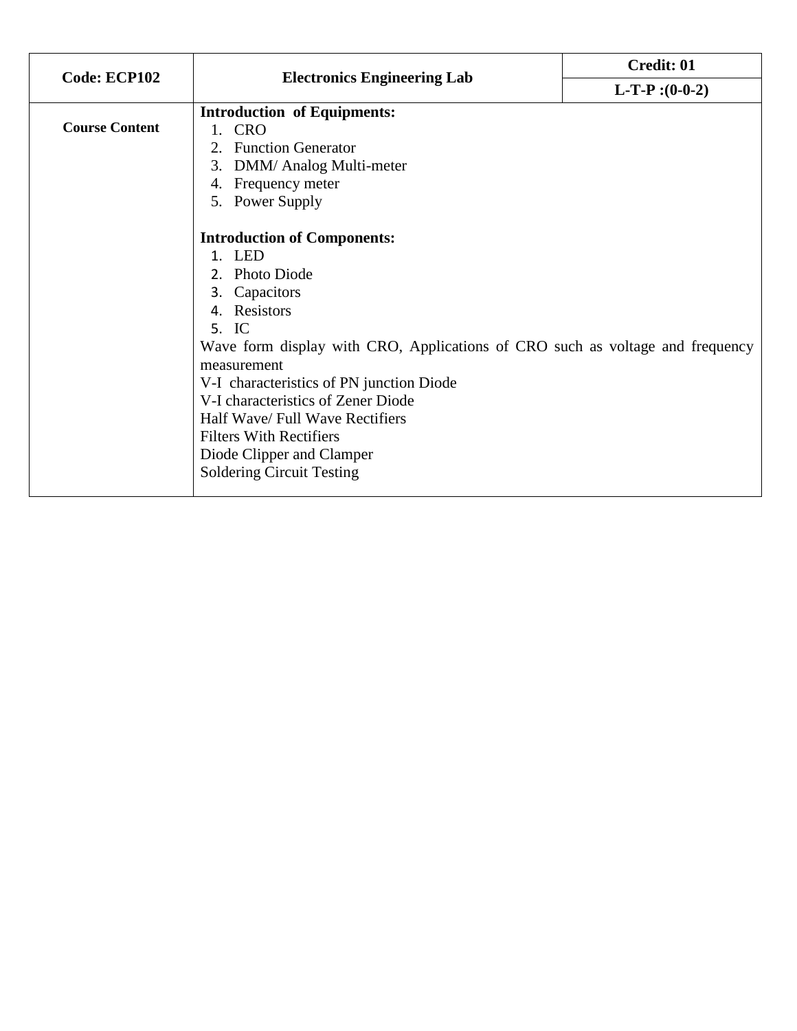| Code: ECP102 | Electronics Engineering Lab | Credit: 01 |
|---|---|---|
| | | L-T-P :(0-0-2) |
| Course Content | **Introduction of Equipments:**<br>1. CRO<br>2. Function Generator<br>3. DMM/ Analog Multi-meter<br>4. Frequency meter<br>5. Power Supply<br><br>**Introduction of Components:**<br>1. LED<br>2. Photo Diode<br>3. Capacitors<br>4. Resistors<br>5. IC<br>Wave form display with CRO, Applications of CRO such as voltage and frequency measurement<br>V-I characteristics of PN junction Diode<br>V-I characteristics of Zener Diode<br>Half Wave/ Full Wave Rectifiers<br>Filters With Rectifiers<br>Diode Clipper and Clamper<br>Soldering Circuit Testing | |